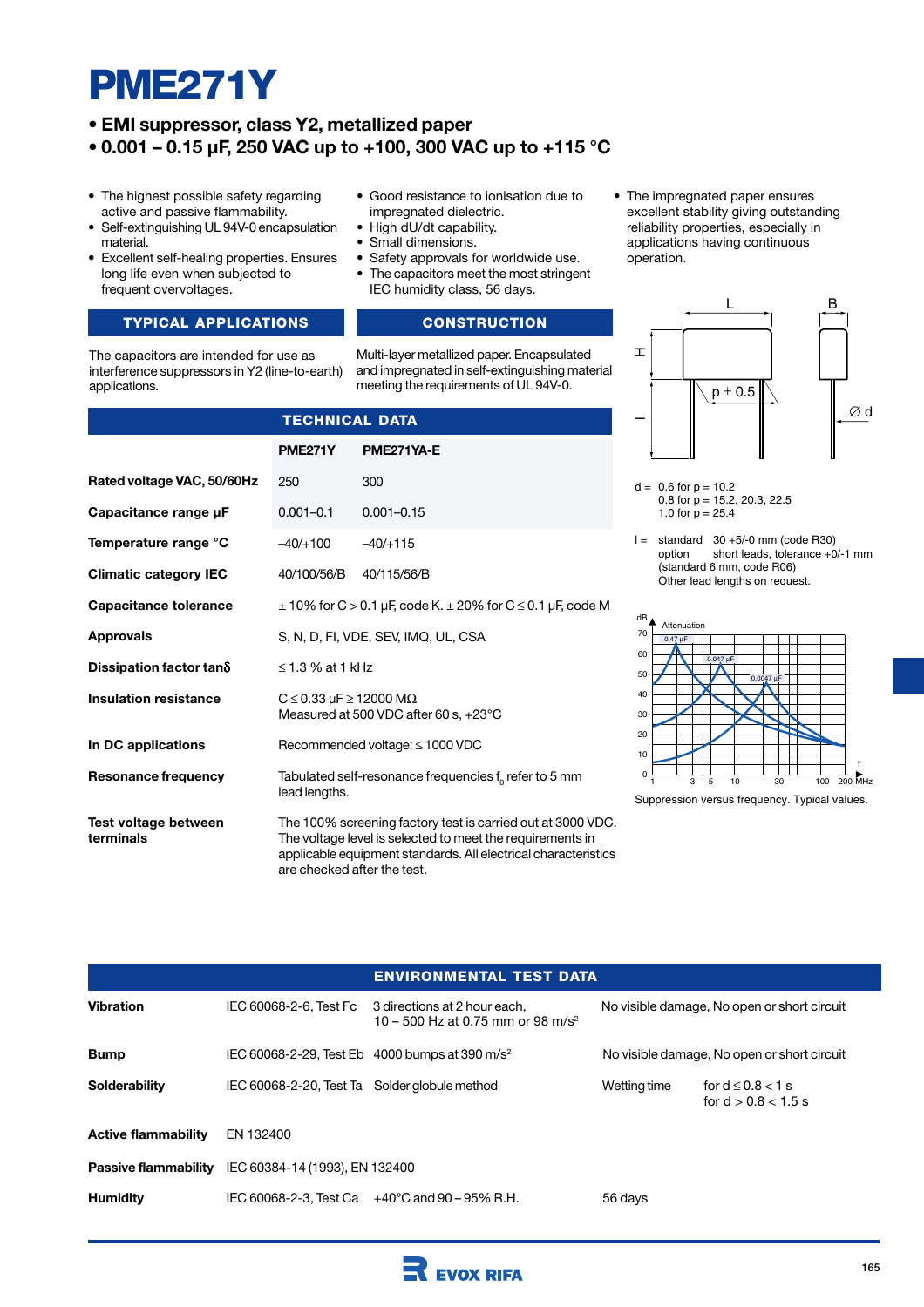# PME271Y

- **EMI suppressor, class Y2, metallized paper**
- **0.001 – 0.15 µF, 250 VAC up to +100, 300 VAC up to +115 °C**

- The highest possible safety regarding active and passive flammability.
- Self-extinguishing UL 94V-0 encapsulation material.
- Excellent self-healing properties. Ensures long life even when subjected to frequent overvoltages.
- Good resistance to ionisation due to impregnated dielectric.
- High dU/dt capability.
- Small dimensions.
- Safety approvals for worldwide use.
- The capacitors meet the most stringent IEC humidity class, 56 days.
- The impregnated paper ensures excellent stability giving outstanding reliability properties, especially in applications having continuous operation.

## TYPICAL APPLICATIONS

The capacitors are intended for use as interference suppressors in Y2 (line-to-earth) applications.

## CONSTRUCTION

Multi-layer metallized paper. Encapsulated and impregnated in self-extinguishing material meeting the requirements of UL 94V-0.

L, B, H, p ± 0.5, l, Ø d

d = 0.6 for p = 10.2
0.8 for p = 15.2, 20.3, 22.5
1.0 for p = 25.4

l = standard 30 +5/-0 mm (code R30)
option short leads, tolerance +0/-1 mm (standard 6 mm, code R06)
Other lead lengths on request.

Suppression versus frequency. Typical values.

## TECHNICAL DATA

| | PME271Y | PME271YA-E |
|---|---|---|
| **Rated voltage VAC, 50/60Hz** | 250 | 300 |
| **Capacitance range µF** | 0.001–0.1 | 0.001–0.15 |
| **Temperature range °C** | –40/+100 | –40/+115 |
| **Climatic category IEC** | 40/100/56/B | 40/115/56/B |
| **Capacitance tolerance** | ± 10% for C > 0.1 µF, code K. ± 20% for C ≤ 0.1 µF, code M | |
| **Approvals** | S, N, D, FI, VDE, SEV, IMQ, UL, CSA | |
| **Dissipation factor tanδ** | ≤ 1.3 % at 1 kHz | |
| **Insulation resistance** | C ≤ 0.33 µF ≥ 12000 MΩ<br>Measured at 500 VDC after 60 s, +23°C | |
| **In DC applications** | Recommended voltage: ≤ 1000 VDC | |
| **Resonance frequency** | Tabulated self-resonance frequencies $f_0$ refer to 5 mm lead lengths. | |
| **Test voltage between terminals** | The 100% screening factory test is carried out at 3000 VDC. The test voltage level is selected to meet the requirements in applicable equipment standards. All electrical characteristics are checked after the test. | |

## ENVIRONMENTAL TEST DATA

| | | | | |
|---|---|---|---|---|
| **Vibration** | IEC 60068-2-6, Test Fc | 3 directions at 2 hour each, 10 – 500 Hz at 0.75 mm or 98 m/s² | No visible damage, No open or short circuit | |
| **Bump** | IEC 60068-2-29, Test Eb | 4000 bumps at 390 m/s² | No visible damage, No open or short circuit | |
| **Solderability** | IEC 60068-2-20, Test Ta | Solder globule method | Wetting time | for d ≤ 0.8 < 1 s<br>for d > 0.8 < 1.5 s |
| **Active flammability** | EN 132400 | | | |
| **Passive flammability** | IEC 60384-14 (1993), EN 132400 | | | |
| **Humidity** | IEC 60068-2-3, Test Ca | +40°C and 90 – 95% R.H. | 56 days | |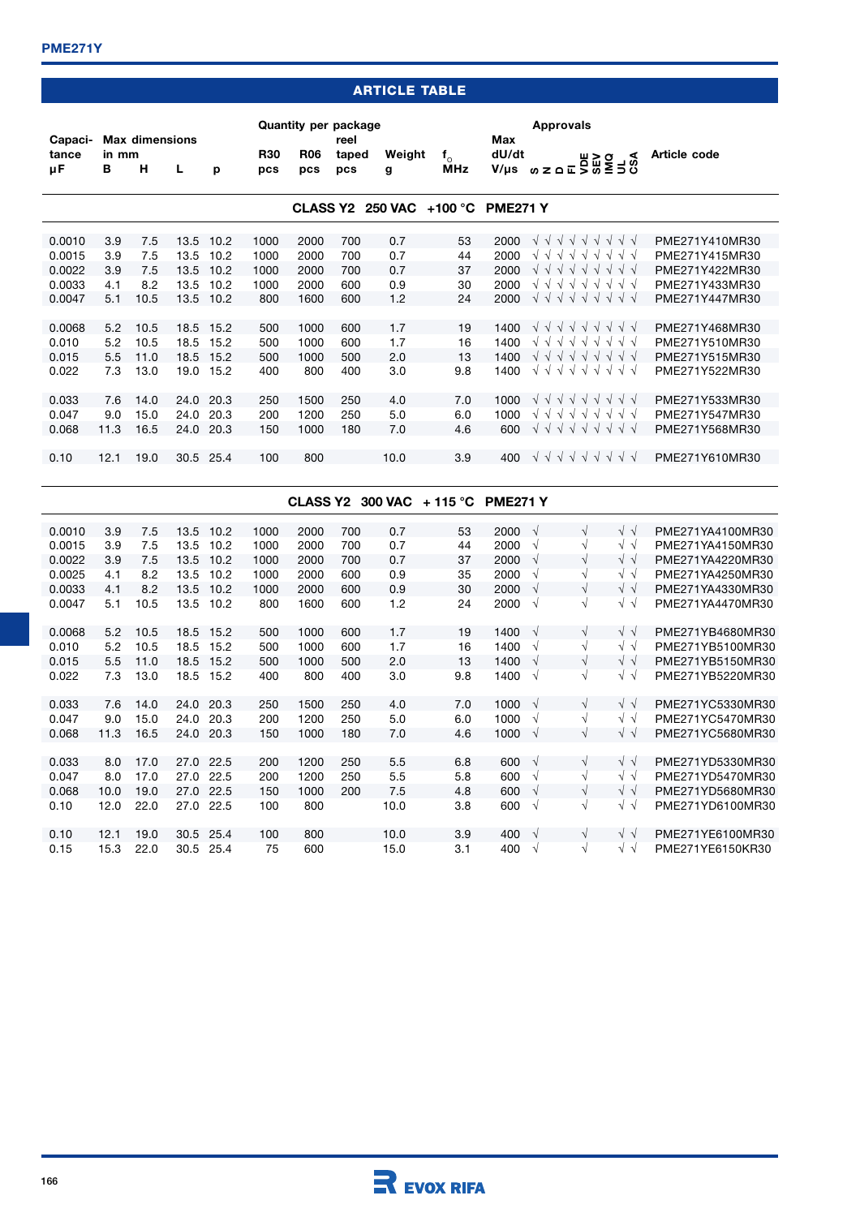## ARTICLE TABLE

| Capacitance µF | Max dimensions in mm B | H | L | p | Quantity per package R30 pcs | R06 pcs | reel taped pcs | Weight g | $f_o$ MHz | Max dU/dt V/µs | Approvals S | N | D | FI | VDE | SEV | IMQ | UL | CSA | Article code |
|---|---|---|---|---|---|---|---|---|---|---|---|---|---|---|---|---|---|---|---|---|
| **CLASS Y2 250 VAC +100 °C PME271 Y** | | | | | | | | | | | | | | | | | | | | |
| 0.0010 | 3.9 | 7.5 | 13.5 | 10.2 | 1000 | 2000 | 700 | 0.7 | 53 | 2000 | √ | √ | √ | √ | √ | √ | √ | √ | √ | PME271Y410MR30 |
| 0.0015 | 3.9 | 7.5 | 13.5 | 10.2 | 1000 | 2000 | 700 | 0.7 | 44 | 2000 | √ | √ | √ | √ | √ | √ | √ | √ | √ | PME271Y415MR30 |
| 0.0022 | 3.9 | 7.5 | 13.5 | 10.2 | 1000 | 2000 | 700 | 0.7 | 37 | 2000 | √ | √ | √ | √ | √ | √ | √ | √ | √ | PME271Y422MR30 |
| 0.0033 | 4.1 | 8.2 | 13.5 | 10.2 | 1000 | 2000 | 600 | 0.9 | 30 | 2000 | √ | √ | √ | √ | √ | √ | √ | √ | √ | PME271Y433MR30 |
| 0.0047 | 5.1 | 10.5 | 13.5 | 10.2 | 800 | 1600 | 600 | 1.2 | 24 | 2000 | √ | √ | √ | √ | √ | √ | √ | √ | √ | PME271Y447MR30 |
| 0.0068 | 5.2 | 10.5 | 18.5 | 15.2 | 500 | 1000 | 600 | 1.7 | 19 | 1400 | √ | √ | √ | √ | √ | √ | √ | √ | √ | PME271Y468MR30 |
| 0.010 | 5.2 | 10.5 | 18.5 | 15.2 | 500 | 1000 | 600 | 1.7 | 16 | 1400 | √ | √ | √ | √ | √ | √ | √ | √ | √ | PME271Y510MR30 |
| 0.015 | 5.5 | 11.0 | 18.5 | 15.2 | 500 | 1000 | 500 | 2.0 | 13 | 1400 | √ | √ | √ | √ | √ | √ | √ | √ | √ | PME271Y515MR30 |
| 0.022 | 7.3 | 13.0 | 19.0 | 15.2 | 400 | 800 | 400 | 3.0 | 9.8 | 1400 | √ | √ | √ | √ | √ | √ | √ | √ | √ | PME271Y522MR30 |
| 0.033 | 7.6 | 14.0 | 24.0 | 20.3 | 250 | 1500 | 250 | 4.0 | 7.0 | 1000 | √ | √ | √ | √ | √ | √ | √ | √ | √ | PME271Y533MR30 |
| 0.047 | 9.0 | 15.0 | 24.0 | 20.3 | 200 | 1200 | 250 | 5.0 | 6.0 | 1000 | √ | √ | √ | √ | √ | √ | √ | √ | √ | PME271Y547MR30 |
| 0.068 | 11.3 | 16.5 | 24.0 | 20.3 | 150 | 1000 | 180 | 7.0 | 4.6 | 600 | √ | √ | √ | √ | √ | √ | √ | √ | √ | PME271Y568MR30 |
| 0.10 | 12.1 | 19.0 | 30.5 | 25.4 | 100 | 800 | | 10.0 | 3.9 | 400 | √ | √ | √ | √ | √ | √ | √ | √ | √ | PME271Y610MR30 |
| **CLASS Y2 300 VAC + 115 °C PME271 Y** | | | | | | | | | | | | | | | | | | | | |
| 0.0010 | 3.9 | 7.5 | 13.5 | 10.2 | 1000 | 2000 | 700 | 0.7 | 53 | 2000 | √ | | | | √ | | | √ | √ | PME271YA4100MR30 |
| 0.0015 | 3.9 | 7.5 | 13.5 | 10.2 | 1000 | 2000 | 700 | 0.7 | 44 | 2000 | √ | | | | √ | | | √ | √ | PME271YA4150MR30 |
| 0.0022 | 3.9 | 7.5 | 13.5 | 10.2 | 1000 | 2000 | 700 | 0.7 | 37 | 2000 | √ | | | | √ | | | √ | √ | PME271YA4220MR30 |
| 0.0025 | 4.1 | 8.2 | 13.5 | 10.2 | 1000 | 2000 | 600 | 0.9 | 35 | 2000 | √ | | | | √ | | | √ | √ | PME271YA4250MR30 |
| 0.0033 | 4.1 | 8.2 | 13.5 | 10.2 | 1000 | 2000 | 600 | 0.9 | 30 | 2000 | √ | | | | √ | | | √ | √ | PME271YA4330MR30 |
| 0.0047 | 5.1 | 10.5 | 13.5 | 10.2 | 800 | 1600 | 600 | 1.2 | 24 | 2000 | √ | | | | √ | | | √ | √ | PME271YA4470MR30 |
| 0.0068 | 5.2 | 10.5 | 18.5 | 15.2 | 500 | 1000 | 600 | 1.7 | 19 | 1400 | √ | | | | √ | | | √ | √ | PME271YB4680MR30 |
| 0.010 | 5.2 | 10.5 | 18.5 | 15.2 | 500 | 1000 | 600 | 1.7 | 16 | 1400 | √ | | | | √ | | | √ | √ | PME271YB5100MR30 |
| 0.015 | 5.5 | 11.0 | 18.5 | 15.2 | 500 | 1000 | 500 | 2.0 | 13 | 1400 | √ | | | | √ | | | √ | √ | PME271YB5150MR30 |
| 0.022 | 7.3 | 13.0 | 18.5 | 15.2 | 400 | 800 | 400 | 3.0 | 9.8 | 1400 | √ | | | | √ | | | √ | √ | PME271YB5220MR30 |
| 0.033 | 7.6 | 14.0 | 24.0 | 20.3 | 250 | 1500 | 250 | 4.0 | 7.0 | 1000 | √ | | | | √ | | | √ | √ | PME271YC5330MR30 |
| 0.047 | 9.0 | 15.0 | 24.0 | 20.3 | 200 | 1200 | 250 | 5.0 | 6.0 | 1000 | √ | | | | √ | | | √ | √ | PME271YC5470MR30 |
| 0.068 | 11.3 | 16.5 | 24.0 | 20.3 | 150 | 1000 | 180 | 7.0 | 4.6 | 1000 | √ | | | | √ | | | √ | √ | PME271YC5680MR30 |
| 0.033 | 8.0 | 17.0 | 27.0 | 22.5 | 200 | 1200 | 250 | 5.5 | 6.8 | 600 | √ | | | | √ | | | √ | √ | PME271YD5330MR30 |
| 0.047 | 8.0 | 17.0 | 27.0 | 22.5 | 200 | 1200 | 250 | 5.5 | 5.8 | 600 | √ | | | | √ | | | √ | √ | PME271YD5470MR30 |
| 0.068 | 10.0 | 19.0 | 27.0 | 22.5 | 150 | 1000 | 200 | 7.5 | 4.8 | 600 | √ | | | | √ | | | √ | √ | PME271YD5680MR30 |
| 0.10 | 12.0 | 22.0 | 27.0 | 22.5 | 100 | 800 | | 10.0 | 3.8 | 600 | √ | | | | √ | | | √ | √ | PME271YD6100MR30 |
| 0.10 | 12.1 | 19.0 | 30.5 | 25.4 | 100 | 800 | | 10.0 | 3.9 | 400 | √ | | | | √ | | | √ | √ | PME271YE6100MR30 |
| 0.15 | 15.3 | 22.0 | 30.5 | 25.4 | 75 | 600 | | 15.0 | 3.1 | 400 | √ | | | | √ | | | √ | √ | PME271YE6150KR30 |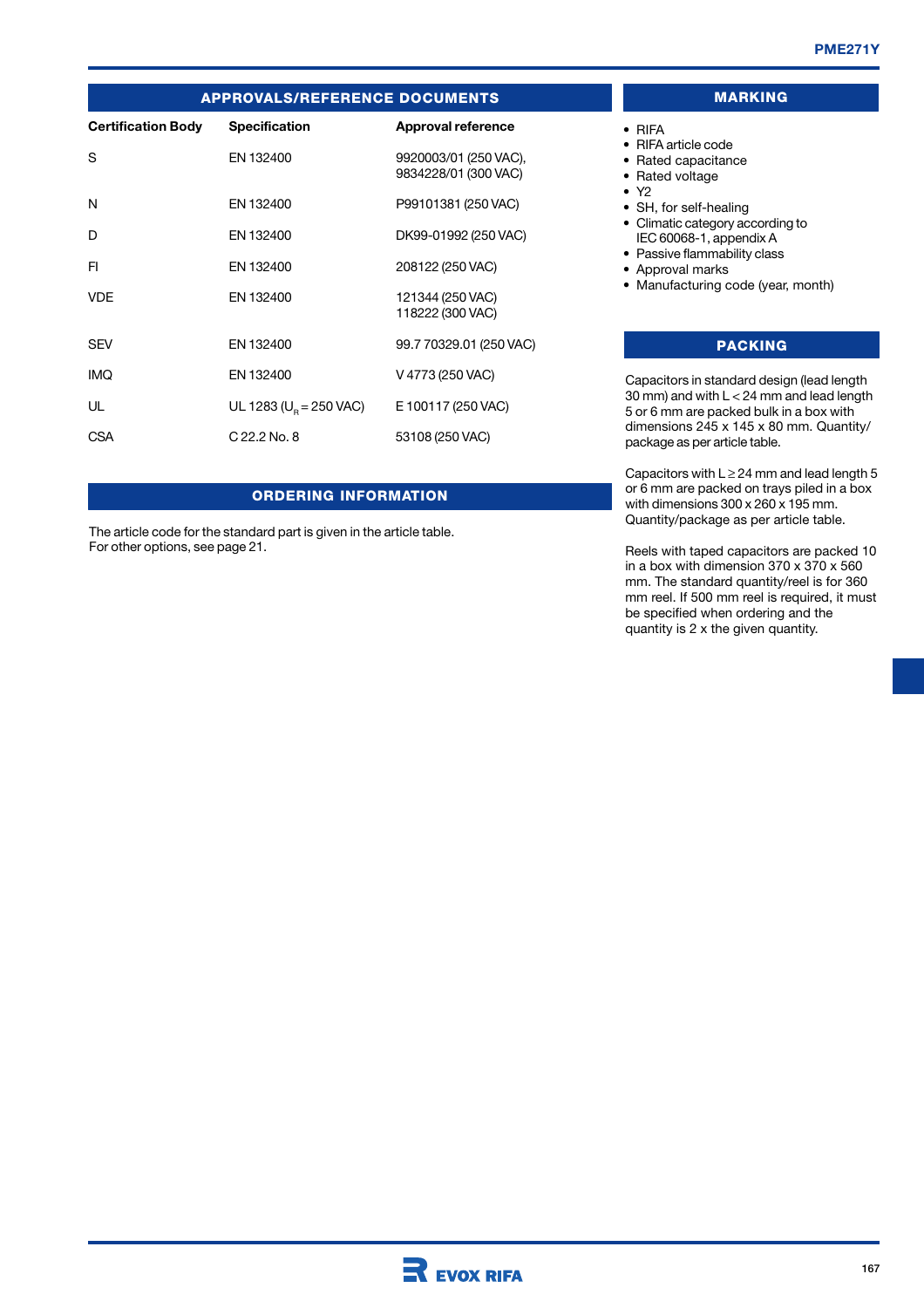## APPROVALS/REFERENCE DOCUMENTS

| Certification Body | Specification | Approval reference |
|---|---|---|
| S | EN 132400 | 9920003/01 (250 VAC), 9834228/01 (300 VAC) |
| N | EN 132400 | P99101381 (250 VAC) |
| D | EN 132400 | DK99-01992 (250 VAC) |
| FI | EN 132400 | 208122 (250 VAC) |
| VDE | EN 132400 | 121344 (250 VAC) 118222 (300 VAC) |
| SEV | EN 132400 | 99.7 70329.01 (250 VAC) |
| IMQ | EN 132400 | V 4773 (250 VAC) |
| UL | UL 1283 ($U_R$ = 250 VAC) | E 100117 (250 VAC) |
| CSA | C 22.2 No. 8 | 53108 (250 VAC) |

## ORDERING INFORMATION

The article code for the standard part is given in the article table.
For other options, see page 21.

## MARKING

- RIFA
- RIFA article code
- Rated capacitance
- Rated voltage
- Y2
- SH, for self-healing
- Climatic category according to IEC 60068-1, appendix A
- Passive flammability class
- Approval marks
- Manufacturing code (year, month)

## PACKING

Capacitors in standard design (lead length 30 mm) and with L < 24 mm and lead length 5 or 6 mm are packed bulk in a box with dimensions 245 x 145 x 80 mm. Quantity/package as per article table.

Capacitors with L ≥ 24 mm and lead length 5 or 6 mm are packed on trays piled in a box with dimensions 300 x 260 x 195 mm. Quantity/package as per article table.

Reels with taped capacitors are packed 10 in a box with dimension 370 x 370 x 560 mm. The standard quantity/reel is for 360 mm reel. If 500 mm reel is required, it must be specified when ordering and the quantity is 2 x the given quantity.